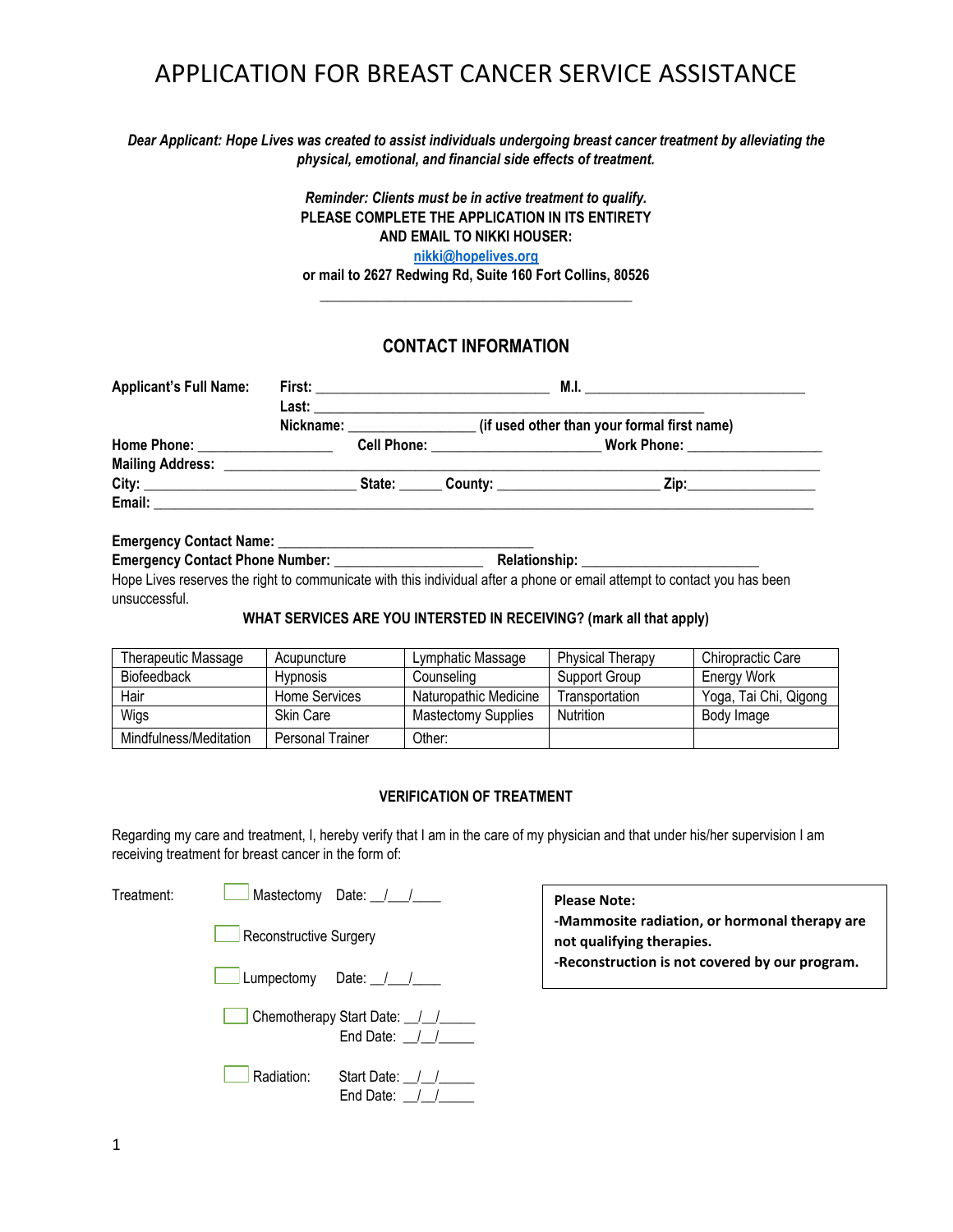# APPLICATION FOR BREAST CANCER SERVICE ASSISTANCE

***Dear Applicant: Hope Lives was created to assist individuals undergoing breast cancer treatment by alleviating the physical, emotional, and financial side effects of treatment.***

***Reminder: Clients must be in active treatment to qualify.***
**PLEASE COMPLETE THE APPLICATION IN ITS ENTIRETY AND EMAIL TO NIKKI HOUSER:**
**nikki@hopelives.org**
**or mail to 2627 Redwing Rd, Suite 160 Fort Collins, 80526**

## CONTACT INFORMATION

**Applicant's Full Name:** **First:** ______________________________ **M.I.** ____________________________
**Last:** ____________________________________________________
**Nickname:** _______________ **(if used other than your formal first name)**
**Home Phone:** _________________ **Cell Phone:** _____________________ **Work Phone:** _________________
**Mailing Address:** ______________________________________________________________________________
**City:** ___________________________ **State:** ______ **County:** ____________________ **Zip:**________________
**Email:** __________________________________________________________________________________________

**Emergency Contact Name:** _________________________________
**Emergency Contact Phone Number:** ___________________ **Relationship:** ______________________
Hope Lives reserves the right to communicate with this individual after a phone or email attempt to contact you has been unsuccessful.

**WHAT SERVICES ARE YOU INTERSTED IN RECEIVING? (mark all that apply)**

| | | | | |
|---|---|---|---|---|
| Therapeutic Massage | Acupuncture | Lymphatic Massage | Physical Therapy | Chiropractic Care |
| Biofeedback | Hypnosis | Counseling | Support Group | Energy Work |
| Hair | Home Services | Naturopathic Medicine | Transportation | Yoga, Tai Chi, Qigong |
| Wigs | Skin Care | Mastectomy Supplies | Nutrition | Body Image |
| Mindfulness/Meditation | Personal Trainer | Other: | | |

### VERIFICATION OF TREATMENT

Regarding my care and treatment, I, hereby verify that I am in the care of my physician and that under his/her supervision I am receiving treatment for breast cancer in the form of:

Treatment:

- ☐ Mastectomy Date: __/___/____
- ☐ Reconstructive Surgery
- ☐ Lumpectomy Date: __/___/____
- ☐ Chemotherapy Start Date: __/__/_____
  End Date: __/__/_____
- ☐ Radiation: Start Date: __/__/_____
  End Date: __/__/_____

**Please Note:**
**-Mammosite radiation, or hormonal therapy are not qualifying therapies.**
**-Reconstruction is not covered by our program.**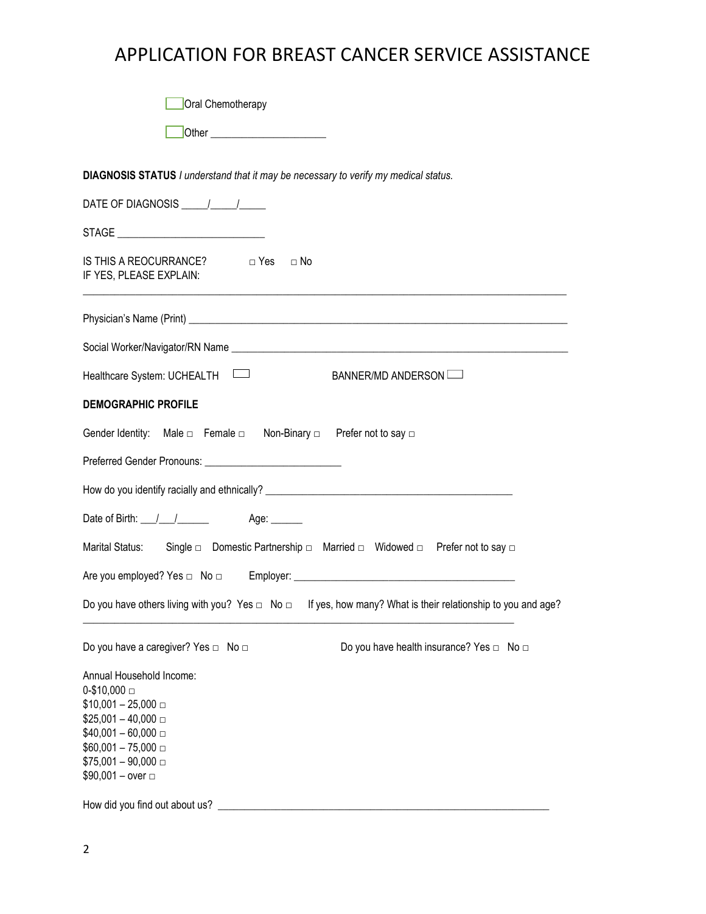# APPLICATION FOR BREAST CANCER SERVICE ASSISTANCE

☐ Oral Chemotherapy

☐ Other ______________________

**DIAGNOSIS STATUS** *I understand that it may be necessary to verify my medical status.*

DATE OF DIAGNOSIS _____/_____/_____

STAGE ____________________________

IS THIS A REOCURRANCE? □ Yes □ No
IF YES, PLEASE EXPLAIN:

_____________________________________________________________________________________________

Physician's Name (Print) ___________________________________________________________________________

Social Worker/Navigator/RN Name _________________________________________________________________

Healthcare System: UCHEALTH ☐ BANNER/MD ANDERSON ☐

**DEMOGRAPHIC PROFILE**

Gender Identity: Male □ Female □ Non-Binary □ Prefer not to say □

Preferred Gender Pronouns: __________________________

How do you identify racially and ethnically? _______________________________________________

Date of Birth: ___/___/______ Age: ______

Marital Status: Single □ Domestic Partnership □ Married □ Widowed □ Prefer not to say □

Are you employed? Yes □ No □ Employer: ___________________________________________

Do you have others living with you? Yes □ No □ If yes, how many? What is their relationship to you and age?

_____________________________________________________________________________________

Do you have a caregiver? Yes □ No □ Do you have health insurance? Yes □ No □

Annual Household Income:
0-$10,000 □
$10,001 – 25,000 □
$25,001 – 40,000 □
$40,001 – 60,000 □
$60,001 – 75,000 □
$75,001 – 90,000 □
$90,001 – over □

How did you find out about us? _________________________________________________________________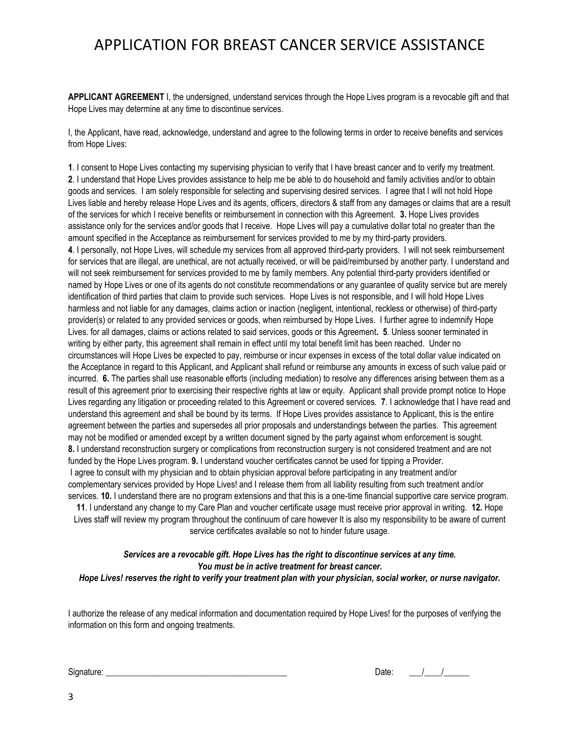# APPLICATION FOR BREAST CANCER SERVICE ASSISTANCE

**APPLICANT AGREEMENT** I, the undersigned, understand services through the Hope Lives program is a revocable gift and that Hope Lives may determine at any time to discontinue services.

I, the Applicant, have read, acknowledge, understand and agree to the following terms in order to receive benefits and services from Hope Lives:

**1**. I consent to Hope Lives contacting my supervising physician to verify that I have breast cancer and to verify my treatment.
**2**. I understand that Hope Lives provides assistance to help me be able to do household and family activities and/or to obtain goods and services. I am solely responsible for selecting and supervising desired services. I agree that I will not hold Hope Lives liable and hereby release Hope Lives and its agents, officers, directors & staff from any damages or claims that are a result of the services for which I receive benefits or reimbursement in connection with this Agreement. **3.** Hope Lives provides assistance only for the services and/or goods that I receive. Hope Lives will pay a cumulative dollar total no greater than the amount specified in the Acceptance as reimbursement for services provided to me by my third-party providers.
**4**. I personally, not Hope Lives, will schedule my services from all approved third-party providers. I will not seek reimbursement for services that are illegal, are unethical, are not actually received, or will be paid/reimbursed by another party. I understand and will not seek reimbursement for services provided to me by family members. Any potential third-party providers identified or named by Hope Lives or one of its agents do not constitute recommendations or any guarantee of quality service but are merely identification of third parties that claim to provide such services. Hope Lives is not responsible, and I will hold Hope Lives harmless and not liable for any damages, claims action or inaction (negligent, intentional, reckless or otherwise) of third-party provider(s) or related to any provided services or goods, when reimbursed by Hope Lives. I further agree to indemnify Hope Lives. for all damages, claims or actions related to said services, goods or this Agreement**.** **5**. Unless sooner terminated in writing by either party, this agreement shall remain in effect until my total benefit limit has been reached. Under no circumstances will Hope Lives be expected to pay, reimburse or incur expenses in excess of the total dollar value indicated on the Acceptance in regard to this Applicant, and Applicant shall refund or reimburse any amounts in excess of such value paid or incurred. **6.** The parties shall use reasonable efforts (including mediation) to resolve any differences arising between them as a result of this agreement prior to exercising their respective rights at law or equity. Applicant shall provide prompt notice to Hope Lives regarding any litigation or proceeding related to this Agreement or covered services. **7**. I acknowledge that I have read and understand this agreement and shall be bound by its terms. If Hope Lives provides assistance to Applicant, this is the entire agreement between the parties and supersedes all prior proposals and understandings between the parties. This agreement may not be modified or amended except by a written document signed by the party against whom enforcement is sought.
**8.** I understand reconstruction surgery or complications from reconstruction surgery is not considered treatment and are not funded by the Hope Lives program. **9.** I understand voucher certificates cannot be used for tipping a Provider.
I agree to consult with my physician and to obtain physician approval before participating in any treatment and/or complementary services provided by Hope Lives! and I release them from all liability resulting from such treatment and/or services. **10.** I understand there are no program extensions and that this is a one-time financial supportive care service program.
**11**. I understand any change to my Care Plan and voucher certificate usage must receive prior approval in writing. **12.** Hope Lives staff will review my program throughout the continuum of care however It is also my responsibility to be aware of current service certificates available so not to hinder future usage.

***Services are a revocable gift. Hope Lives has the right to discontinue services at any time.***
***You must be in active treatment for breast cancer.***
***Hope Lives! reserves the right to verify your treatment plan with your physician, social worker, or nurse navigator.***

I authorize the release of any medical information and documentation required by Hope Lives! for the purposes of verifying the information on this form and ongoing treatments.

Signature: ___________________________________________ Date: ___/____/______